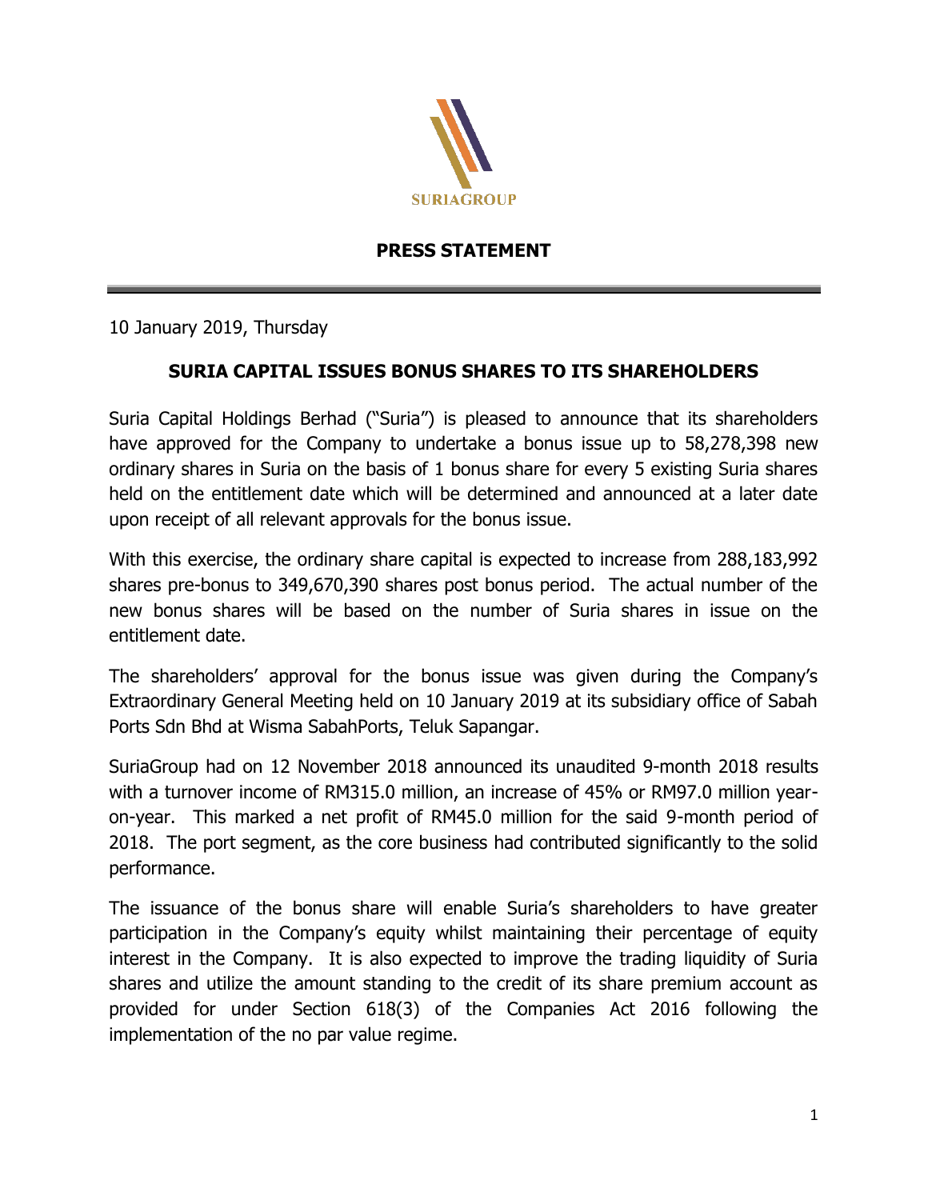SURIAGROUP

**PRESS STATEMENT**

10 January 2019, Thursday

## SURIA CAPITAL ISSUES BONUS SHARES TO ITS SHAREHOLDERS

Suria Capital Holdings Berhad ("Suria") is pleased to announce that its shareholders have approved for the Company to undertake a bonus issue up to 58,278,398 new ordinary shares in Suria on the basis of 1 bonus share for every 5 existing Suria shares held on the entitlement date which will be determined and announced at a later date upon receipt of all relevant approvals for the bonus issue.

With this exercise, the ordinary share capital is expected to increase from 288,183,992 shares pre-bonus to 349,670,390 shares post bonus period. The actual number of the new bonus shares will be based on the number of Suria shares in issue on the entitlement date.

The shareholders' approval for the bonus issue was given during the Company's Extraordinary General Meeting held on 10 January 2019 at its subsidiary office of Sabah Ports Sdn Bhd at Wisma SabahPorts, Teluk Sapangar.

SuriaGroup had on 12 November 2018 announced its unaudited 9-month 2018 results with a turnover income of RM315.0 million, an increase of 45% or RM97.0 million year-on-year. This marked a net profit of RM45.0 million for the said 9-month period of 2018. The port segment, as the core business had contributed significantly to the solid performance.

The issuance of the bonus share will enable Suria's shareholders to have greater participation in the Company's equity whilst maintaining their percentage of equity interest in the Company. It is also expected to improve the trading liquidity of Suria shares and utilize the amount standing to the credit of its share premium account as provided for under Section 618(3) of the Companies Act 2016 following the implementation of the no par value regime.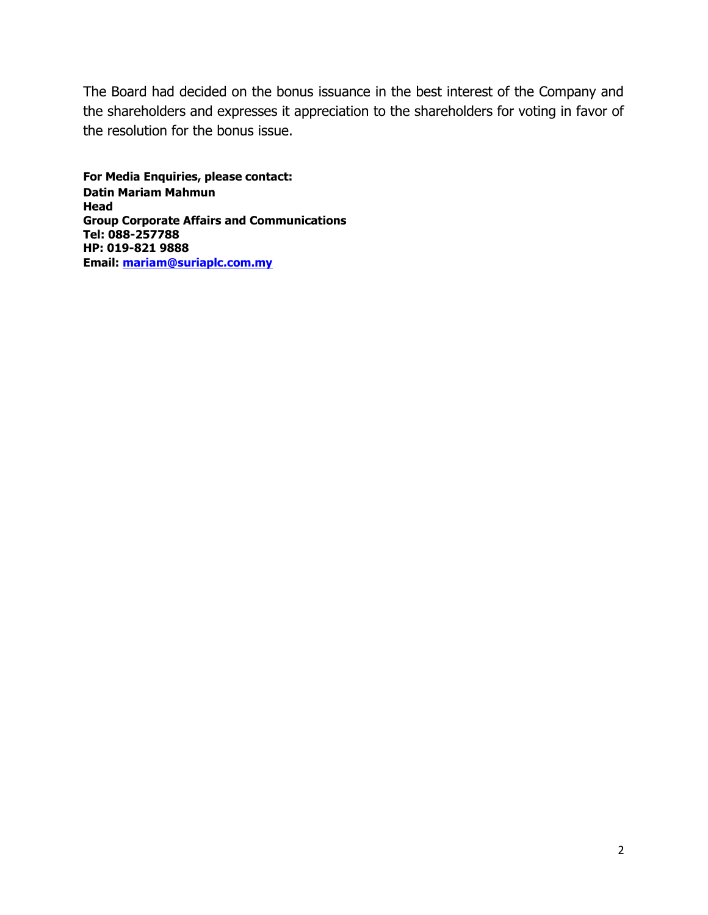The Board had decided on the bonus issuance in the best interest of the Company and the shareholders and expresses it appreciation to the shareholders for voting in favor of the resolution for the bonus issue.

**For Media Enquiries, please contact:**
**Datin Mariam Mahmun**
**Head**
**Group Corporate Affairs and Communications**
**Tel: 088-257788**
**HP: 019-821 9888**
**Email: mariam@suriaplc.com.my**